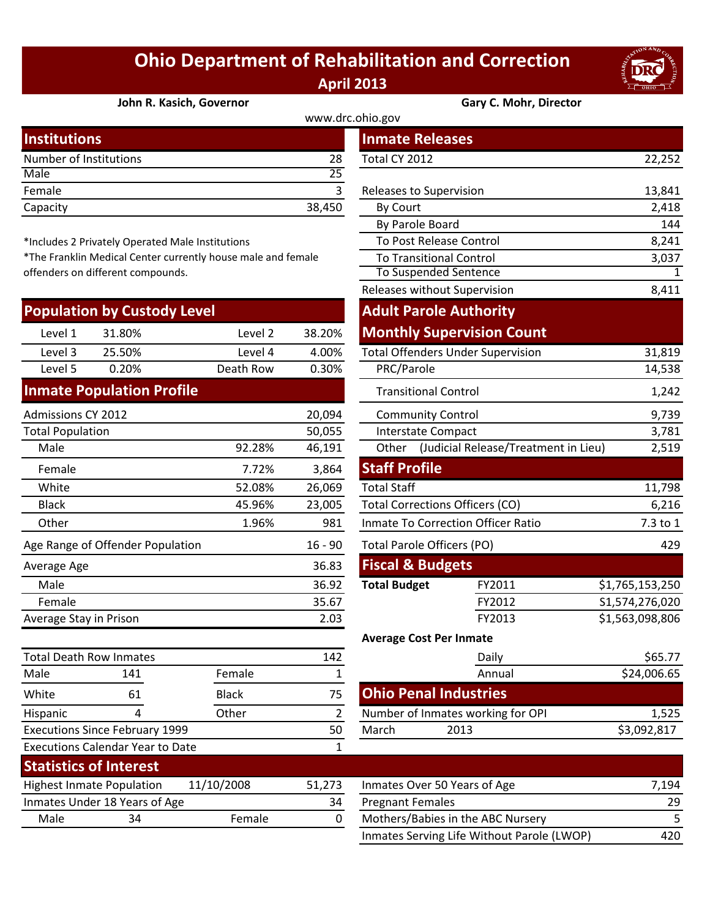# Ohio Department of Rehabilitation and Correction

## April 2013

**John R. Kasich, Governor** | **Gary C. Mohr, Director**

www.drc.ohio.gov

## Institutions

| | |
|---|---|
| Number of Institutions | 28 |
| Male | 25 |
| Female | 3 |
| Capacity | 38,450 |

*Includes 2 Privately Operated Male Institutions
*The Franklin Medical Center currently house male and female offenders on different compounds.

## Population by Custody Level

| | | | |
|---|---|---|---|
| Level 1 | 31.80% | Level 2 | 38.20% |
| Level 3 | 25.50% | Level 4 | 4.00% |
| Level 5 | 0.20% | Death Row | 0.30% |

## Inmate Population Profile

| | | |
|---|---|---|
| Admissions CY 2012 | | 20,094 |
| Total Population | | 50,055 |
| Male | 92.28% | 46,191 |
| Female | 7.72% | 3,864 |
| White | 52.08% | 26,069 |
| Black | 45.96% | 23,005 |
| Other | 1.96% | 981 |
| Age Range of Offender Population | | 16 - 90 |
| Average Age | | 36.83 |
| Male | | 36.92 |
| Female | | 35.67 |
| Average Stay in Prison | | 2.03 |

| | | | |
|---|---|---|---|
| Total Death Row Inmates | | | 142 |
| Male | 141 | Female | 1 |
| White | 61 | Black | 75 |
| Hispanic | 4 | Other | 2 |
| Executions Since February 1999 | | | 50 |
| Executions Calendar Year to Date | | | 1 |

## Inmate Releases

| | |
|---|---|
| Total CY 2012 | 22,252 |
| Releases to Supervision | 13,841 |
| By Court | 2,418 |
| By Parole Board | 144 |
| To Post Release Control | 8,241 |
| To Transitional Control | 3,037 |
| To Suspended Sentence | 1 |
| Releases without Supervision | 8,411 |

## Adult Parole Authority Monthly Supervision Count

| | |
|---|---|
| Total Offenders Under Supervision | 31,819 |
| PRC/Parole | 14,538 |
| Transitional Control | 1,242 |
| Community Control | 9,739 |
| Interstate Compact | 3,781 |
| Other (Judicial Release/Treatment in Lieu) | 2,519 |

## Staff Profile

| | |
|---|---|
| Total Staff | 11,798 |
| Total Corrections Officers (CO) | 6,216 |
| Inmate To Correction Officer Ratio | 7.3 to 1 |
| Total Parole Officers (PO) | 429 |

## Fiscal & Budgets

| | | |
|---|---|---|
| **Total Budget** | FY2011 | $1,765,153,250 |
| | FY2012 | $1,574,276,020 |
| | FY2013 | $1,563,098,806 |

**Average Cost Per Inmate**

| | |
|---|---|
| Daily | $65.77 |
| Annual | $24,006.65 |

## Ohio Penal Industries

| | | |
|---|---|---|
| Number of Inmates working for OPI | | 1,525 |
| March | 2013 | $3,092,817 |

## Statistics of Interest

| | | | |
|---|---|---|---|
| Highest Inmate Population | 11/10/2008 | | 51,273 |
| Inmates Under 18 Years of Age | | | 34 |
| Male | 34 | Female | 0 |

| | |
|---|---|
| Inmates Over 50 Years of Age | 7,194 |
| Pregnant Females | 29 |
| Mothers/Babies in the ABC Nursery | 5 |
| Inmates Serving Life Without Parole (LWOP) | 420 |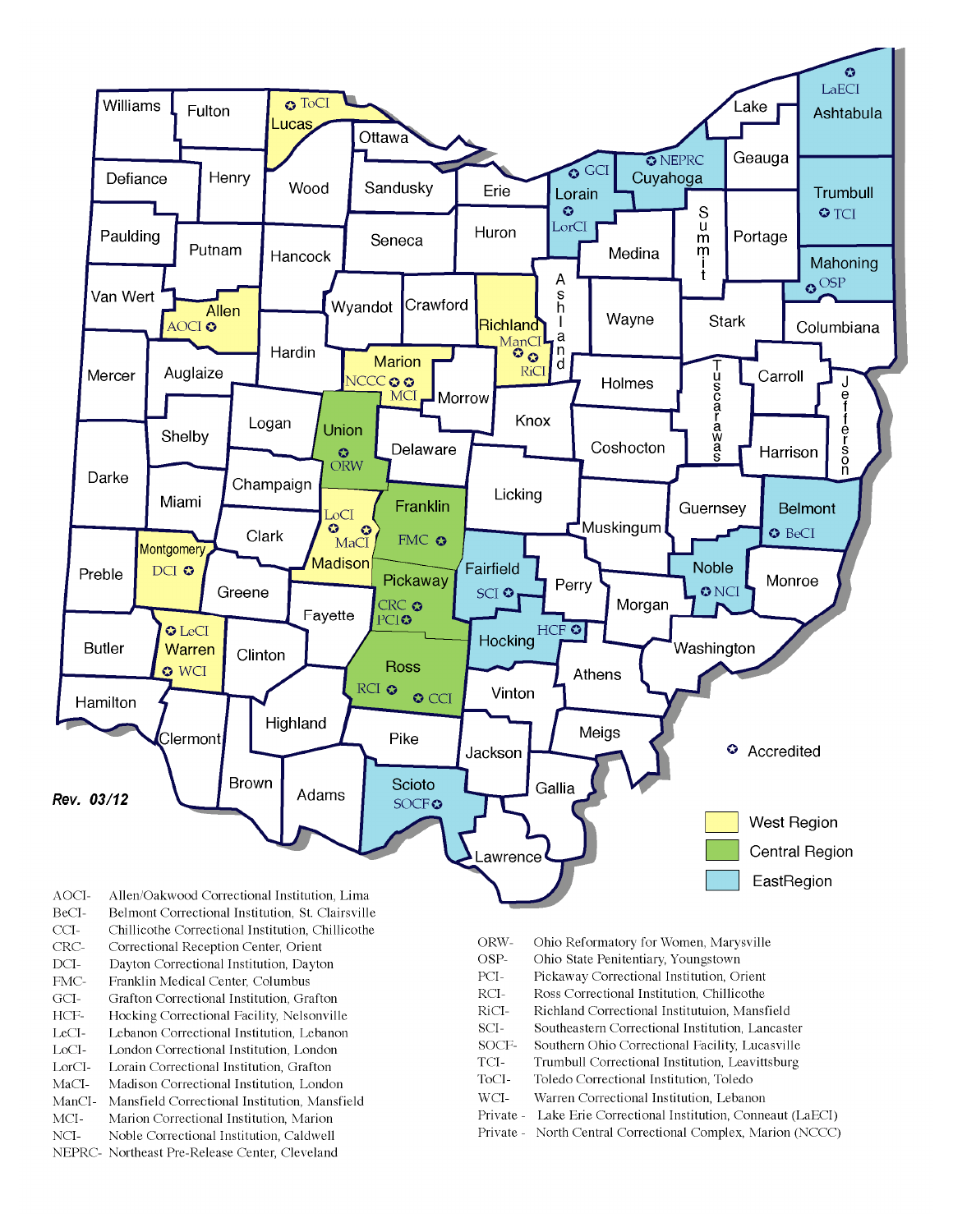Rev. 03/12

✪ Accredited

- West Region
- Central Region
- EastRegion

| Abbreviation | Institution |
|---|---|
| AOCI- | Allen/Oakwood Correctional Institution, Lima |
| BeCI- | Belmont Correctional Institution, St. Clairsville |
| CCI- | Chillicothe Correctional Institution, Chillicothe |
| CRC- | Correctional Reception Center, Orient |
| DCI- | Dayton Correctional Institution, Dayton |
| FMC- | Franklin Medical Center, Columbus |
| GCI- | Grafton Correctional Institution, Grafton |
| HCF- | Hocking Correctional Facility, Nelsonville |
| LeCI- | Lebanon Correctional Institution, Lebanon |
| LoCI- | London Correctional Institution, London |
| LorCI- | Lorain Correctional Institution, Grafton |
| MaCI- | Madison Correctional Institution, London |
| ManCI- | Mansfield Correctional Institution, Mansfield |
| MCI- | Marion Correctional Institution, Marion |
| NCI- | Noble Correctional Institution, Caldwell |
| NEPRC- | Northeast Pre-Release Center, Cleveland |
| ORW- | Ohio Reformatory for Women, Marysville |
| OSP- | Ohio State Penitentiary, Youngstown |
| PCI- | Pickaway Correctional Institution, Orient |
| RCI- | Ross Correctional Institution, Chillicothe |
| RiCI- | Richland Correctional Instituttuion, Mansfield |
| SCI- | Southeastern Correctional Institution, Lancaster |
| SOCF- | Southern Ohio Correctional Facility, Lucasville |
| TCI- | Trumbull Correctional Institution, Leavittsburg |
| ToCI- | Toledo Correctional Institution, Toledo |
| WCI- | Warren Correctional Institution, Lebanon |
| Private - | Lake Erie Correctional Institution, Conneaut (LaECI) |
| Private - | North Central Correctional Complex, Marion (NCCC) |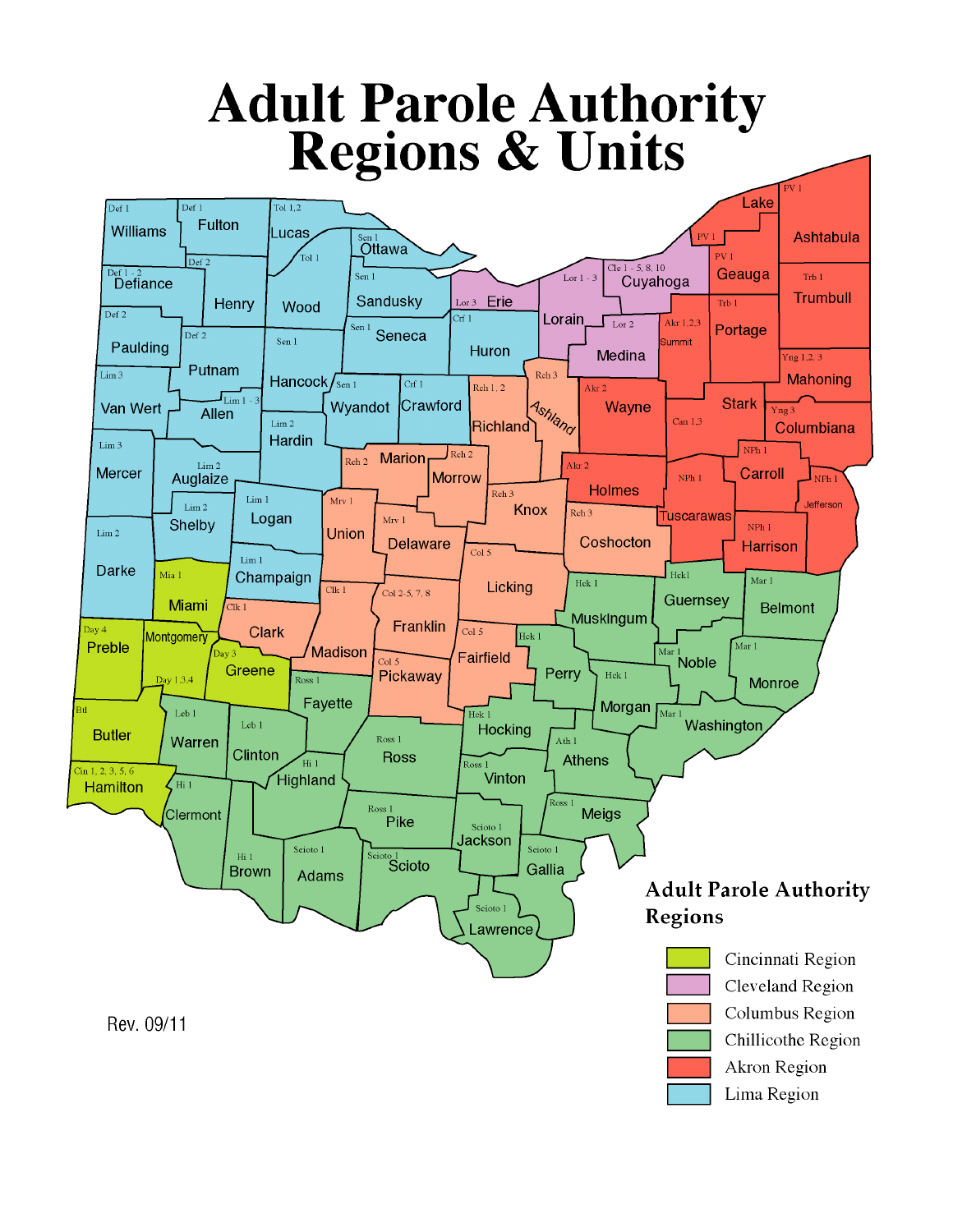# Adult Parole Authority Regions & Units

Def 1
Williams

Def 1
Fulton

Tol 1,2
Lucas

Sen 1
Ottawa

Tol 1
Wood

Def 1 - 2
Defiance

Def 2
Henry

Sen 1
Sandusky

Lor 3
Erie

Lor 1 - 3
Lorain

Cle 1 - 5, 8, 10
Cuyahoga

PV 1
Lake

PV 1
Ashtabula

PV 1
Geauga

Trb 1
Trumbull

Def 2
Paulding

Def 2
Putnam

Sen 1
Hancock

Sen 1
Seneca

Crf 1
Huron

Lor 2
Medina

Akr 1,2,3
Summit

Trb 1
Portage

Yng 1,2,3
Mahoning

Lim 3
Van Wert

Lim 1 - 3
Allen

Sen 1
Wyandot

Crf 1
Crawford

Rch 1, 2
Richland

Rch 3
Ashland

Akr 2
Wayne

Can 1,3
Stark

Yng 3
Columbiana

Lim 3
Mercer

Lim 2
Auglaize

Lim 2
Hardin

Rch 2
Marion

Rch 2
Morrow

Rch 3
Knox

Akr 2
Holmes

NPh 1
Carroll

NPh 1
Tuscarawas

NPh 1
Jefferson

Lim 2
Shelby

Lim 1
Logan

Mrv 1
Union

Mrv 1
Delaware

Rch 3
Coshocton

NPh 1
Harrison

Lim 2
Darke

Mia 1
Miami

Lim 1
Champaign

Col 5
Licking

Hck 1
Muskingum

Hck1
Guernsey

Mar 1
Belmont

Clk 1
Clark

Clk 1
Madison

Col 2-5, 7, 8
Franklin

Col 5
Fairfield

Hck 1
Perry

Mar 1
Noble

Mar 1
Monroe

Day 4
Preble

Montgomery
Day 1,3,4

Day 3
Greene

Ross 1
Fayette

Col 5
Pickaway

Hck 1
Morgan

Mar 1
Washington

Btl
Butler

Leb 1
Warren

Leb 1
Clinton

Ross 1
Ross

Hck 1
Hocking

Ath 1
Athens

Cin 1, 2, 3, 5, 6
Hamilton

Hi 1
Clermont

Hi 1
Highland

Ross 1
Vinton

Ross 1
Pike

Sciotol 1
Jackson

Ross 1
Meigs

Hi 1
Brown

Scioto 1
Adams

Scioto 1
Scioto

Scioto 1
Gallia

Scioto 1
Lawrence

**Adult Parole Authority Regions**

- Cincinnati Region
- Cleveland Region
- Columbus Region
- Chillicothe Region
- Akron Region
- Lima Region

Rev. 09/11